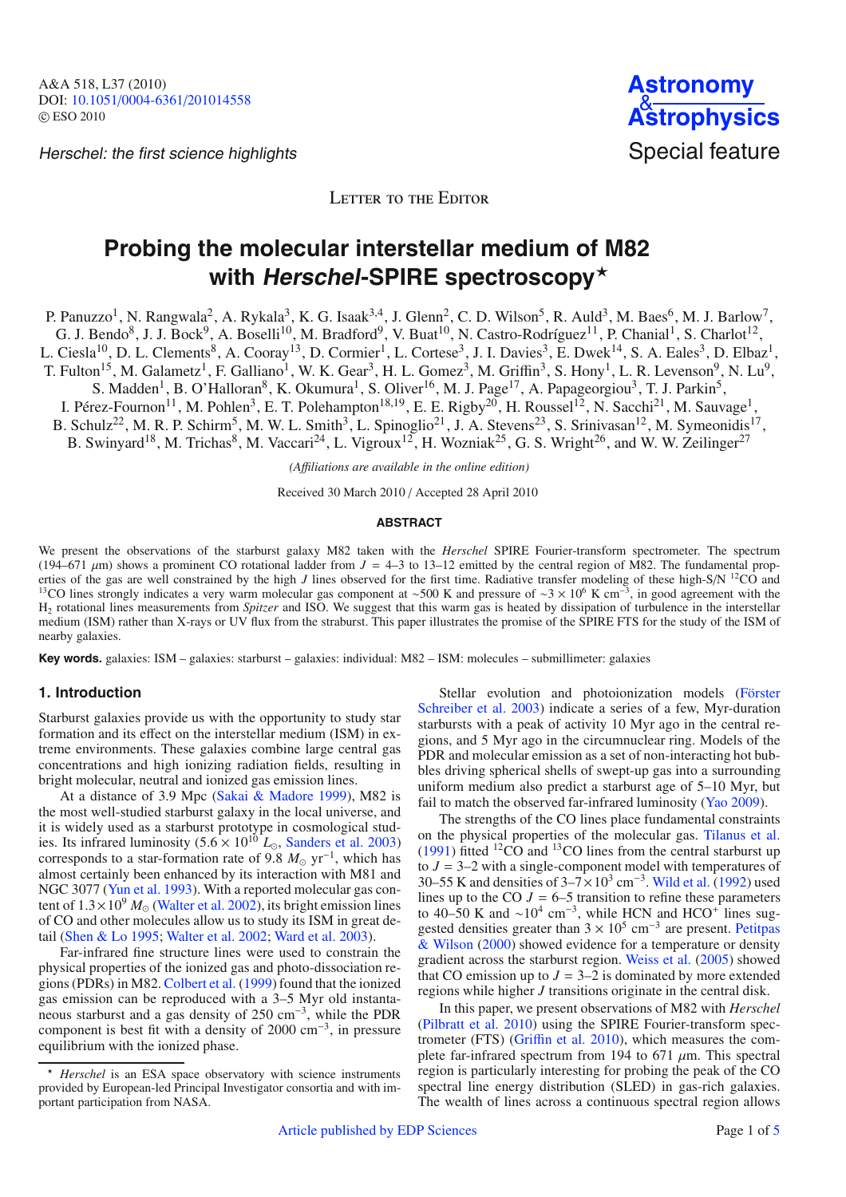Herschel: the first science highlights

Letter to the Editor

# Probing the molecular interstellar medium of M82 with *Herschel*-SPIRE spectroscopy*

P. Panuzzo[1], N. Rangwala[2], A. Rykala[3], K. G. Isaak[3,4], J. Glenn[2], C. D. Wilson[5], R. Auld[3], M. Baes[6], M. J. Barlow[7], G. J. Bendo[8], J. J. Bock[9], A. Boselli[10], M. Bradford[9], V. Buat[10], N. Castro-Rodríguez[11], P. Chanial[1], S. Charlot[12], L. Ciesla[10], D. L. Clements[8], A. Cooray[13], D. Cormier[1], L. Cortese[3], J. I. Davies[3], E. Dwek[14], S. A. Eales[3], D. Elbaz[1], T. Fulton[15], M. Galametz[1], F. Galliano[1], W. K. Gear[3], H. L. Gomez[3], M. Griffin[3], S. Hony[1], L. R. Levenson[9], N. Lu[9], S. Madden[1], B. O'Halloran[8], K. Okumura[1], S. Oliver[16], M. J. Page[17], A. Papageorgiou[3], T. J. Parkin[5], I. Pérez-Fournon[11], M. Pohlen[3], E. T. Polehampton[18,19], E. E. Rigby[20], H. Roussel[12], N. Sacchi[21], M. Sauvage[1], B. Schulz[22], M. R. P. Schirm[5], M. W. L. Smith[3], L. Spinoglio[21], J. A. Stevens[23], S. Srinivasan[12], M. Symeonidis[17], B. Swinyard[18], M. Trichas[8], M. Vaccari[24], L. Vigroux[12], H. Wozniak[25], G. S. Wright[26], and W. W. Zeilinger[27]

*(Affiliations are available in the online edition)*

Received 30 March 2010 / Accepted 28 April 2010

## ABSTRACT

We present the observations of the starburst galaxy M82 taken with the *Herschel* SPIRE Fourier-transform spectrometer. The spectrum (194–671 $\mu$m) shows a prominent CO rotational ladder from $J$ = 4–3 to 13–12 emitted by the central region of M82. The fundamental properties of the gas are well constrained by the high $J$ lines observed for the first time. Radiative transfer modeling of these high-S/N $^{12}$CO and $^{13}$CO lines strongly indicates a very warm molecular gas component at ~500 K and pressure of $\sim 3 \times 10^6$ K cm$^{-3}$, in good agreement with the $H_2$ rotational lines measurements from *Spitzer* and ISO. We suggest that this warm gas is heated by dissipation of turbulence in the interstellar medium (ISM) rather than X-rays or UV flux from the straburst. This paper illustrates the promise of the SPIRE FTS for the study of the ISM of nearby galaxies.

**Key words.** galaxies: ISM – galaxies: starburst – galaxies: individual: M82 – ISM: molecules – submillimeter: galaxies

## 1. Introduction

Starburst galaxies provide us with the opportunity to study star formation and its effect on the interstellar medium (ISM) in extreme environments. These galaxies combine large central gas concentrations and high ionizing radiation fields, resulting in bright molecular, neutral and ionized gas emission lines.

At a distance of 3.9 Mpc (Sakai & Madore 1999), M82 is the most well-studied starburst galaxy in the local universe, and it is widely used as a starburst prototype in cosmological studies. Its infrared luminosity ($5.6 \times 10^{10}$ $L_\odot$, Sanders et al. 2003) corresponds to a star-formation rate of 9.8 $M_\odot$ yr$^{-1}$, which has almost certainly been enhanced by its interaction with M81 and NGC 3077 (Yun et al. 1993). With a reported molecular gas content of $1.3 \times 10^9$ $M_\odot$ (Walter et al. 2002), its bright emission lines of CO and other molecules allow us to study its ISM in great detail (Shen & Lo 1995; Walter et al. 2002; Ward et al. 2003).

Far-infrared fine structure lines were used to constrain the physical properties of the ionized gas and photo-dissociation regions (PDRs) in M82. Colbert et al. (1999) found that the ionized gas emission can be reproduced with a 3–5 Myr old instantaneous starburst and a gas density of 250 cm$^{-3}$, while the PDR component is best fit with a density of 2000 cm$^{-3}$, in pressure equilibrium with the ionized phase.

Stellar evolution and photoionization models (Förster Schreiber et al. 2003) indicate a series of a few, Myr-duration starbursts with a peak of activity 10 Myr ago in the central regions, and 5 Myr ago in the circumnuclear ring. Models of the PDR and molecular emission as a set of non-interacting hot bubbles driving spherical shells of swept-up gas into a surrounding uniform medium also predict a starburst age of 5–10 Myr, but fail to match the observed far-infrared luminosity (Yao 2009).

The strengths of the CO lines place fundamental constraints on the physical properties of the molecular gas. Tilanus et al. (1991) fitted $^{12}$CO and $^{13}$CO lines from the central starburst up to $J$ = 3–2 with a single-component model with temperatures of 30–55 K and densities of $3–7 \times 10^3$ cm$^{-3}$. Wild et al. (1992) used lines up to the CO $J$ = 6–5 transition to refine these parameters to 40–50 K and $\sim 10^4$ cm$^{-3}$, while HCN and HCO$^+$ lines suggested densities greater than $3 \times 10^5$ cm$^{-3}$ are present. Petitpas & Wilson (2000) showed evidence for a temperature or density gradient across the starburst region. Weiss et al. (2005) showed that CO emission up to $J$ = 3–2 is dominated by more extended regions while higher $J$ transitions originate in the central disk.

In this paper, we present observations of M82 with *Herschel* (Pilbratt et al. 2010) using the SPIRE Fourier-transform spectrometer (FTS) (Griffin et al. 2010), which measures the complete far-infrared spectrum from 194 to 671 $\mu$m. This spectral region is particularly interesting for probing the peak of the CO spectral line energy distribution (SLED) in gas-rich galaxies. The wealth of lines across a continuous spectral region allows

---

* *Herschel* is an ESA space observatory with science instruments provided by European-led Principal Investigator consortia and with important participation from NASA.

Article published by EDP Sciences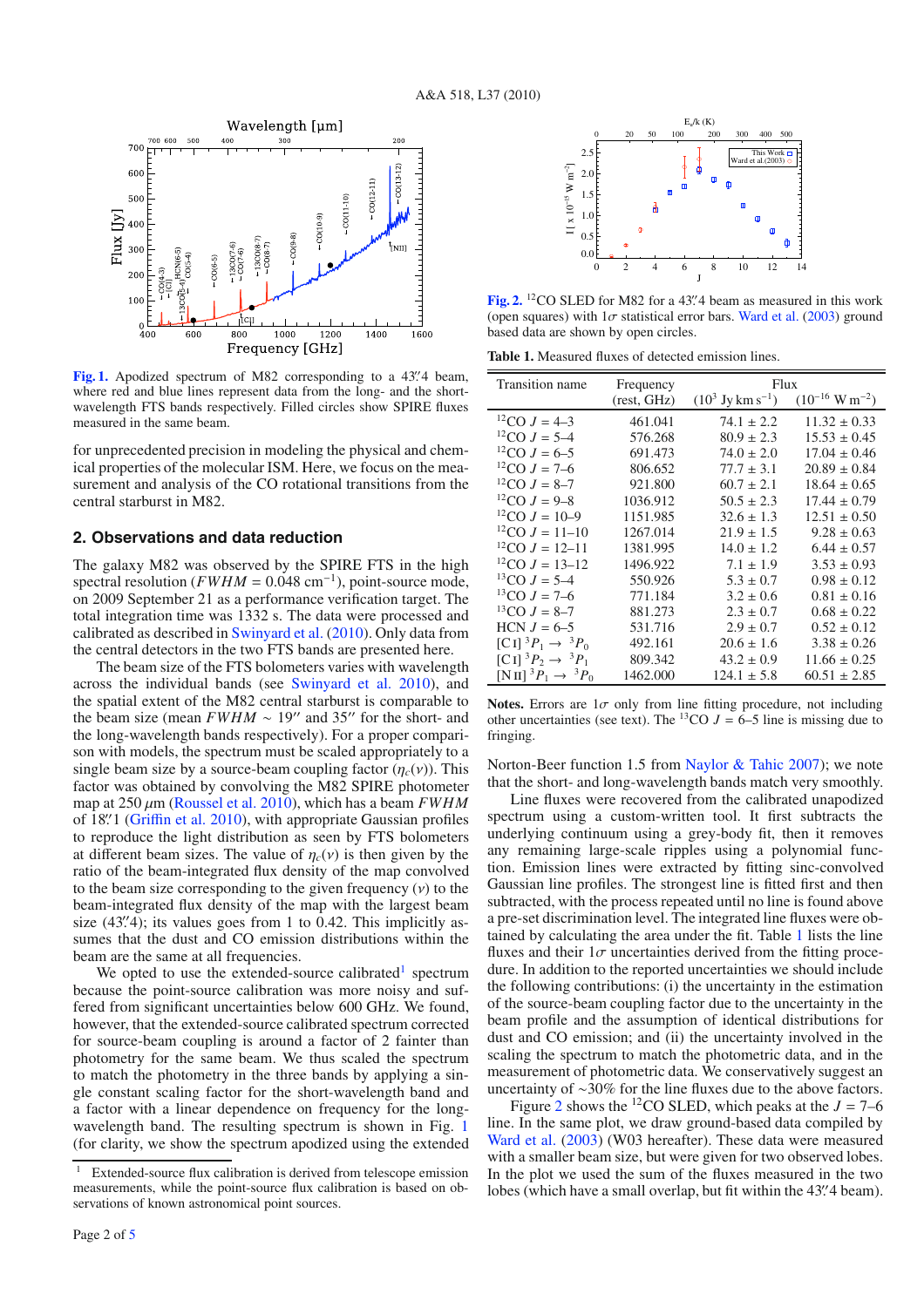**Fig. 1.** Apodized spectrum of M82 corresponding to a 43.″4 beam, where red and blue lines represent data from the long- and the short-wavelength FTS bands respectively. Filled circles show SPIRE fluxes measured in the same beam.

**Fig. 2.** $^{12}$CO SLED for M82 for a 43.″4 beam as measured in this work (open squares) with 1$\sigma$ statistical error bars. Ward et al. (2003) ground based data are shown by open circles.

for unprecedented precision in modeling the physical and chemical properties of the molecular ISM. Here, we focus on the measurement and analysis of the CO rotational transitions from the central starburst in M82.

## 2. Observations and data reduction

The galaxy M82 was observed by the SPIRE FTS in the high spectral resolution ($FWHM$ = 0.048 cm$^{-1}$), point-source mode, on 2009 September 21 as a performance verification target. The total integration time was 1332 s. The data were processed and calibrated as described in Swinyard et al. (2010). Only data from the central detectors in the two FTS bands are presented here.

The beam size of the FTS bolometers varies with wavelength across the individual bands (see Swinyard et al. 2010), and the spatial extent of the M82 central starburst is comparable to the beam size (mean $FWHM$ ∼ 19″ and 35″ for the short- and the long-wavelength bands respectively). For a proper comparison with models, the spectrum must be scaled appropriately to a single beam size by a source-beam coupling factor ($\eta_c(\nu)$). This factor was obtained by convolving the M82 SPIRE photometer map at 250 $\mu$m (Roussel et al. 2010), which has a beam $FWHM$ of 18.″1 (Griffin et al. 2010), with appropriate Gaussian profiles to reproduce the light distribution as seen by FTS bolometers at different beam sizes. The value of $\eta_c(\nu)$ is then given by the ratio of the beam-integrated flux density of the map convolved to the beam size corresponding to the given frequency ($\nu$) to the beam-integrated flux density of the map with the largest beam size (43.″4); its values goes from 1 to 0.42. This implicitly assumes that the dust and CO emission distributions within the beam are the same at all frequencies.

We opted to use the extended-source calibrated[1] spectrum because the point-source calibration was more noisy and suffered from significant uncertainties below 600 GHz. We found, however, that the extended-source calibrated spectrum corrected for source-beam coupling is around a factor of 2 fainter than photometry for the same beam. We thus scaled the spectrum to match the photometry in the three bands by applying a single constant scaling factor for the short-wavelength band and a factor with a linear dependence on frequency for the long-wavelength band. The resulting spectrum is shown in Fig. 1 (for clarity, we show the spectrum apodized using the extended Norton-Beer function 1.5 from Naylor & Tahic 2007); we note that the short- and long-wavelength bands match very smoothly.

Line fluxes were recovered from the calibrated unapodized spectrum using a custom-written tool. It first subtracts the underlying continuum using a grey-body fit, then it removes any remaining large-scale ripples using a polynomial function. Emission lines were extracted by fitting sinc-convolved Gaussian line profiles. The strongest line is fitted first and then subtracted, with the process repeated until no line is found above a pre-set discrimination level. The integrated line fluxes were obtained by calculating the area under the fit. Table 1 lists the line fluxes and their 1$\sigma$ uncertainties derived from the fitting procedure. In addition to the reported uncertainties we should include the following contributions: (i) the uncertainty in the estimation of the source-beam coupling factor due to the uncertainty in the beam profile and the assumption of identical distributions for dust and CO emission; and (ii) the uncertainty involved in the scaling the spectrum to match the photometric data, and in the measurement of photometric data. We conservatively suggest an uncertainty of ∼30% for the line fluxes due to the above factors.

Figure 2 shows the $^{12}$CO SLED, which peaks at the $J$ = 7–6 line. In the same plot, we draw ground-based data compiled by Ward et al. (2003) (W03 hereafter). These data were measured with a smaller beam size, but were given for two observed lobes. In the plot we used the sum of the fluxes measured in the two lobes (which have a small overlap, but fit within the 43.″4 beam).

**Table 1.** Measured fluxes of detected emission lines.

| Transition name | Frequency (rest, GHz) | Flux ($10^3$ Jy km s$^{-1}$) | Flux ($10^{-16}$ W m$^{-2}$) |
|---|---|---|---|
| $^{12}$CO $J$ = 4–3 | 461.041 | 74.1 ± 2.2 | 11.32 ± 0.33 |
| $^{12}$CO $J$ = 5–4 | 576.268 | 80.9 ± 2.3 | 15.53 ± 0.45 |
| $^{12}$CO $J$ = 6–5 | 691.473 | 74.0 ± 2.0 | 17.04 ± 0.46 |
| $^{12}$CO $J$ = 7–6 | 806.652 | 77.7 ± 3.1 | 20.89 ± 0.84 |
| $^{12}$CO $J$ = 8–7 | 921.800 | 60.7 ± 2.1 | 18.64 ± 0.65 |
| $^{12}$CO $J$ = 9–8 | 1036.912 | 50.5 ± 2.3 | 17.44 ± 0.79 |
| $^{12}$CO $J$ = 10–9 | 1151.985 | 32.6 ± 1.3 | 12.51 ± 0.50 |
| $^{12}$CO $J$ = 11–10 | 1267.014 | 21.9 ± 1.5 | 9.28 ± 0.63 |
| $^{12}$CO $J$ = 12–11 | 1381.995 | 14.0 ± 1.2 | 6.44 ± 0.57 |
| $^{12}$CO $J$ = 13–12 | 1496.922 | 7.1 ± 1.9 | 3.53 ± 0.93 |
| $^{13}$CO $J$ = 5–4 | 550.926 | 5.3 ± 0.7 | 0.98 ± 0.12 |
| $^{13}$CO $J$ = 7–6 | 771.184 | 3.2 ± 0.6 | 0.81 ± 0.16 |
| $^{13}$CO $J$ = 8–7 | 881.273 | 2.3 ± 0.7 | 0.68 ± 0.22 |
| HCN $J$ = 6–5 | 531.716 | 2.9 ± 0.7 | 0.52 ± 0.12 |
| [C I] $^3P_1 \rightarrow {}^3P_0$ | 492.161 | 20.6 ± 1.6 | 3.38 ± 0.26 |
| [C I] $^3P_2 \rightarrow {}^3P_1$ | 809.342 | 43.2 ± 0.9 | 11.66 ± 0.25 |
| [N II] $^3P_1 \rightarrow {}^3P_0$ | 1462.000 | 124.1 ± 5.8 | 60.51 ± 2.85 |

**Notes.** Errors are 1$\sigma$ only from line fitting procedure, not including other uncertainties (see text). The $^{13}$CO $J$ = 6–5 line is missing due to fringing.

[1] Extended-source flux calibration is derived from telescope emission measurements, while the point-source flux calibration is based on observations of known astronomical point sources.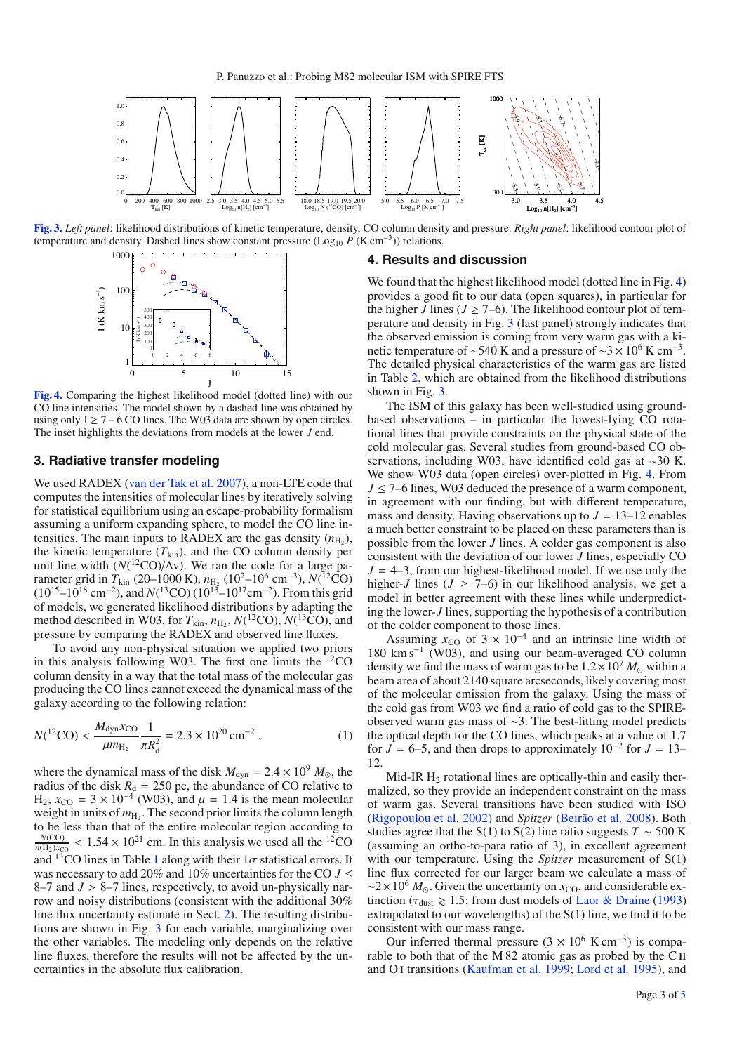**Fig. 3.** *Left panel*: likelihood distributions of kinetic temperature, density, CO column density and pressure. *Right panel*: likelihood contour plot of temperature and density. Dashed lines show constant pressure ($\text{Log}_{10}\ P$ (K cm$^{-3}$)) relations.

**Fig. 4.** Comparing the highest likelihood model (dotted line) with our CO line intensities. The model shown by a dashed line was obtained by using only $J \geq 7-6$ CO lines. The W03 data are shown by open circles. The inset highlights the deviations from models at the lower $J$ end.

## 3. Radiative transfer modeling

We used RADEX (van der Tak et al. 2007), a non-LTE code that computes the intensities of molecular lines by iteratively solving for statistical equilibrium using an escape-probability formalism assuming a uniform expanding sphere, to model the CO line intensities. The main inputs to RADEX are the gas density ($n_{\mathrm{H_2}}$), the kinetic temperature ($T_{\mathrm{kin}}$), and the CO column density per unit line width ($N(^{12}\mathrm{CO})/\Delta v$). We ran the code for a large parameter grid in $T_{\mathrm{kin}}$ (20–1000 K), $n_{\mathrm{H_2}}$ ($10^2$–$10^6$ cm$^{-3}$), $N(^{12}\mathrm{CO})$ ($10^{15}$–$10^{18}$ cm$^{-2}$), and $N(^{13}\mathrm{CO})$ ($10^{13}$–$10^{17}$cm$^{-2}$). From this grid of models, we generated likelihood distributions by adapting the method described in W03, for $T_{\mathrm{kin}}$, $n_{\mathrm{H_2}}$, $N(^{12}\mathrm{CO})$, $N(^{13}\mathrm{CO})$, and pressure by comparing the RADEX and observed line fluxes.

To avoid any non-physical situation we applied two priors in this analysis following W03. The first one limits the $^{12}$CO column density in a way that the total mass of the molecular gas producing the CO lines cannot exceed the dynamical mass of the galaxy according to the following relation:

$$N(^{12}\mathrm{CO}) < \frac{M_{\mathrm{dyn}} x_{\mathrm{CO}}}{\mu m_{\mathrm{H_2}}} \frac{1}{\pi R_{\mathrm{d}}^2} = 2.3 \times 10^{20}\ \mathrm{cm}^{-2}\ , \tag{1}$$

where the dynamical mass of the disk $M_{\mathrm{dyn}} = 2.4 \times 10^9\ M_{\odot}$, the radius of the disk $R_{\mathrm{d}} = 250$ pc, the abundance of CO relative to $\mathrm{H_2}$, $x_{\mathrm{CO}} = 3 \times 10^{-4}$ (W03), and $\mu = 1.4$ is the mean molecular weight in units of $m_{\mathrm{H_2}}$. The second prior limits the column length to be less than that of the entire molecular region according to $\frac{N(\mathrm{CO})}{n(\mathrm{H_2}) x_{\mathrm{CO}}} < 1.54 \times 10^{21}$ cm. In this analysis we used all the $^{12}$CO and $^{13}$CO lines in Table 1 along with their $1\sigma$ statistical errors. It was necessary to add 20% and 10% uncertainties for the CO $J \leq 8$–7 and $J > 8$–7 lines, respectively, to avoid un-physically narrow and noisy distributions (consistent with the additional 30% line flux uncertainty estimate in Sect. 2). The resulting distributions are shown in Fig. 3 for each variable, marginalizing over the other variables. The modeling only depends on the relative line fluxes, therefore the results will not be affected by the uncertainties in the absolute flux calibration.

## 4. Results and discussion

We found that the highest likelihood model (dotted line in Fig. 4) provides a good fit to our data (open squares), in particular for the higher $J$ lines ($J \geq 7$–6). The likelihood contour plot of temperature and density in Fig. 3 (last panel) strongly indicates that the observed emission is coming from very warm gas with a kinetic temperature of $\sim$540 K and a pressure of $\sim 3 \times 10^6$ K cm$^{-3}$. The detailed physical characteristics of the warm gas are listed in Table 2, which are obtained from the likelihood distributions shown in Fig. 3.

The ISM of this galaxy has been well-studied using ground-based observations – in particular the lowest-lying CO rotational lines that provide constraints on the physical state of the cold molecular gas. Several studies from ground-based CO observations, including W03, have identified cold gas at $\sim$30 K. We show W03 data (open circles) over-plotted in Fig. 4. From $J \leq 7$–6 lines, W03 deduced the presence of a warm component, in agreement with our finding, but with different temperature, mass and density. Having observations up to $J = 13$–12 enables a much better constraint to be placed on these parameters than is possible from the lower $J$ lines. A colder gas component is also consistent with the deviation of our lower $J$ lines, especially CO $J = 4$–3, from our highest-likelihood model. If we use only the higher-$J$ lines ($J \geq 7$–6) in our likelihood analysis, we get a model in better agreement with these lines while underpredicting the lower-$J$ lines, supporting the hypothesis of a contribution of the colder component to those lines.

Assuming $x_{\mathrm{CO}}$ of $3 \times 10^{-4}$ and an intrinsic line width of 180 km s$^{-1}$ (W03), and using our beam-averaged CO column density we find the mass of warm gas to be $1.2 \times 10^7\ M_{\odot}$ within a beam area of about 2140 square arcseconds, likely covering most of the molecular emission from the galaxy. Using the mass of the cold gas from W03 we find a ratio of cold gas to the SPIRE-observed warm gas mass of $\sim$3. The best-fitting model predicts the optical depth for the CO lines, which peaks at a value of 1.7 for $J = 6$–5, and then drops to approximately $10^{-2}$ for $J = 13$–12.

Mid-IR $\mathrm{H_2}$ rotational lines are optically-thin and easily thermalized, so they provide an independent constraint on the mass of warm gas. Several transitions have been studied with ISO (Rigopoulou et al. 2002) and *Spitzer* (Beirão et al. 2008). Both studies agree that the S(1) to S(2) line ratio suggests $T \sim 500$ K (assuming an ortho-to-para ratio of 3), in excellent agreement with our temperature. Using the *Spitzer* measurement of S(1) line flux corrected for our larger beam we calculate a mass of $\sim 2 \times 10^6\ M_{\odot}$. Given the uncertainty on $x_{\mathrm{CO}}$, and considerable extinction ($\tau_{\mathrm{dust}} \gtrsim 1.5$; from dust models of Laor & Draine (1993) extrapolated to our wavelengths) of the S(1) line, we find it to be consistent with our mass range.

Our inferred thermal pressure ($3 \times 10^6$ K cm$^{-3}$) is comparable to both that of the M 82 atomic gas as probed by the C II and O I transitions (Kaufman et al. 1999; Lord et al. 1995), and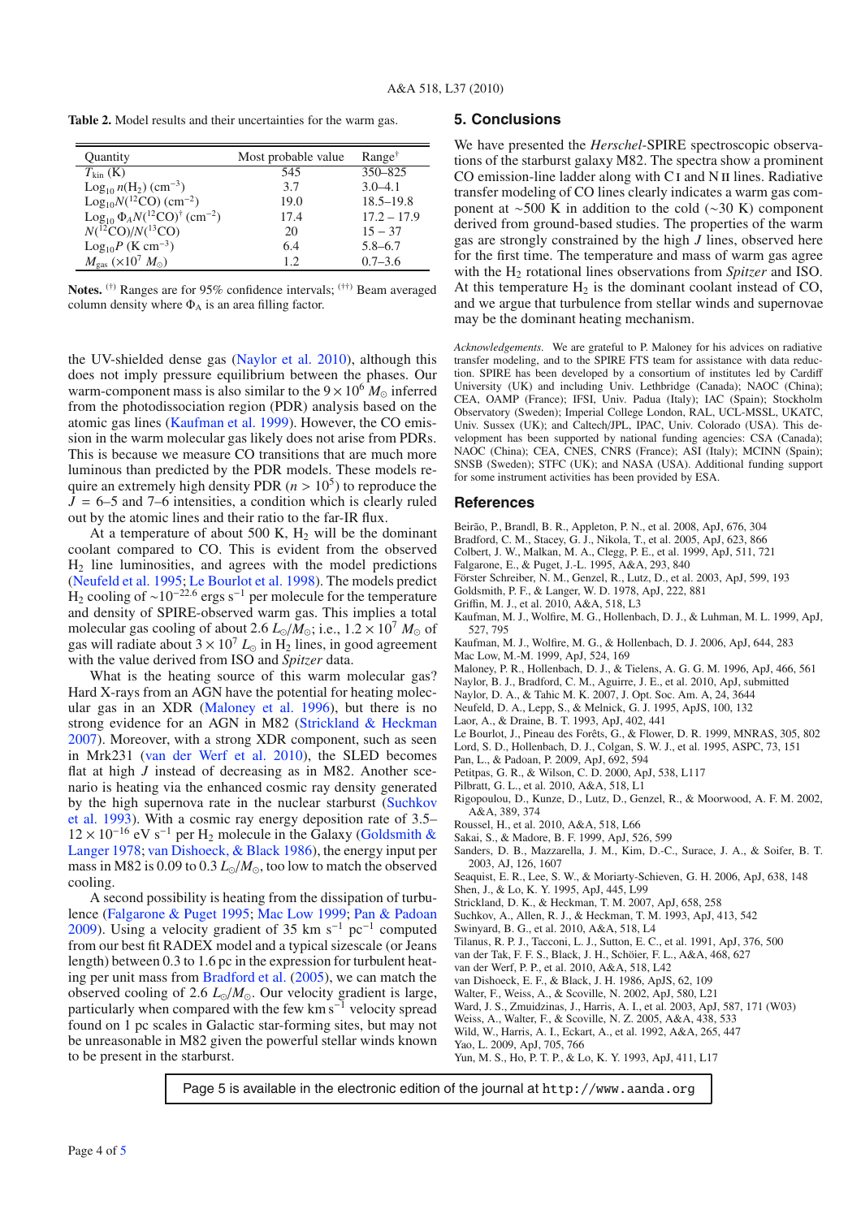**Table 2.** Model results and their uncertainties for the warm gas.

| Quantity | Most probable value | Range[†] |
|---|---|---|
| $T_{\rm kin}$ (K) | 545 | 350–825 |
| $\mathrm{Log}_{10}\, n(\mathrm{H_2})$ ($\mathrm{cm^{-3}}$) | 3.7 | 3.0–4.1 |
| $\mathrm{Log}_{10} N(^{12}\mathrm{CO})$ ($\mathrm{cm^{-2}}$) | 19.0 | 18.5–19.8 |
| $\mathrm{Log}_{10}\, \Phi_A N(^{12}\mathrm{CO})^{\dagger}$ ($\mathrm{cm^{-2}}$) | 17.4 | 17.2 – 17.9 |
| $N(^{12}\mathrm{CO})/N(^{13}\mathrm{CO})$ | 20 | 15 – 37 |
| $\mathrm{Log}_{10} P$ ($\mathrm{K\ cm^{-3}}$) | 6.4 | 5.8–6.7 |
| $M_{\rm gas}$ ($\times 10^7\ M_\odot$) | 1.2 | 0.7–3.6 |

**Notes.** [†] Ranges are for 95% confidence intervals; [††] Beam averaged column density where $\Phi_A$ is an area filling factor.

the UV-shielded dense gas (Naylor et al. 2010), although this does not imply pressure equilibrium between the phases. Our warm-component mass is also similar to the $9 \times 10^6\ M_\odot$ inferred from the photodissociation region (PDR) analysis based on the atomic gas lines (Kaufman et al. 1999). However, the CO emission in the warm molecular gas likely does not arise from PDRs. This is because we measure CO transitions that are much more luminous than predicted by the PDR models. These models require an extremely high density PDR ($n > 10^5$) to reproduce the $J$ = 6–5 and 7–6 intensities, a condition which is clearly ruled out by the atomic lines and their ratio to the far-IR flux.

At a temperature of about 500 K, $H_2$ will be the dominant coolant compared to CO. This is evident from the observed $H_2$ line luminosities, and agrees with the model predictions (Neufeld et al. 1995; Le Bourlot et al. 1998). The models predict $H_2$ cooling of $\sim 10^{-22.6}$ ergs $\mathrm{s^{-1}}$ per molecule for the temperature and density of SPIRE-observed warm gas. This implies a total molecular gas cooling of about 2.6 $L_\odot/M_\odot$; i.e., $1.2 \times 10^7\ M_\odot$ of gas will radiate about $3 \times 10^7\ L_\odot$ in $H_2$ lines, in good agreement with the value derived from ISO and *Spitzer* data.

What is the heating source of this warm molecular gas? Hard X-rays from an AGN have the potential for heating molecular gas in an XDR (Maloney et al. 1996), but there is no strong evidence for an AGN in M82 (Strickland & Heckman 2007). Moreover, with a strong XDR component, such as seen in Mrk231 (van der Werf et al. 2010), the SLED becomes flat at high $J$ instead of decreasing as in M82. Another scenario is heating via the enhanced cosmic ray density generated by the high supernova rate in the nuclear starburst (Suchkov et al. 1993). With a cosmic ray energy deposition rate of 3.5–$12 \times 10^{-16}$ eV $\mathrm{s^{-1}}$ per $H_2$ molecule in the Galaxy (Goldsmith & Langer 1978; van Dishoeck, & Black 1986), the energy input per mass in M82 is 0.09 to 0.3 $L_\odot/M_\odot$, too low to match the observed cooling.

A second possibility is heating from the dissipation of turbulence (Falgarone & Puget 1995; Mac Low 1999; Pan & Padoan 2009). Using a velocity gradient of 35 km $\mathrm{s^{-1}}$ $\mathrm{pc^{-1}}$ computed from our best fit RADEX model and a typical sizescale (or Jeans length) between 0.3 to 1.6 pc in the expression for turbulent heating per unit mass from Bradford et al. (2005), we can match the observed cooling of 2.6 $L_\odot/M_\odot$. Our velocity gradient is large, particularly when compared with the few km $\mathrm{s^{-1}}$ velocity spread found on 1 pc scales in Galactic star-forming sites, but may not be unreasonable in M82 given the powerful stellar winds known to be present in the starburst.

## 5. Conclusions

We have presented the *Herschel*-SPIRE spectroscopic observations of the starburst galaxy M82. The spectra show a prominent CO emission-line ladder along with C I and N II lines. Radiative transfer modeling of CO lines clearly indicates a warm gas component at ∼500 K in addition to the cold (∼30 K) component derived from ground-based studies. The properties of the warm gas are strongly constrained by the high $J$ lines, observed here for the first time. The temperature and mass of warm gas agree with the $H_2$ rotational lines observations from *Spitzer* and ISO. At this temperature $H_2$ is the dominant coolant instead of CO, and we argue that turbulence from stellar winds and supernovae may be the dominant heating mechanism.

*Acknowledgements.* We are grateful to P. Maloney for his advices on radiative transfer modeling, and to the SPIRE FTS team for assistance with data reduction. SPIRE has been developed by a consortium of institutes led by Cardiff University (UK) and including Univ. Lethbridge (Canada); NAOC (China); CEA, OAMP (France); IFSI, Univ. Padua (Italy); IAC (Spain); Stockholm Observatory (Sweden); Imperial College London, RAL, UCL-MSSL, UKATC, Univ. Sussex (UK); and Caltech/JPL, IPAC, Univ. Colorado (USA). This development has been supported by national funding agencies: CSA (Canada); NAOC (China); CEA, CNES, CNRS (France); ASI (Italy); MCINN (Spain); SNSB (Sweden); STFC (UK); and NASA (USA). Additional funding support for some instrument activities has been provided by ESA.

## References

Beirão, P., Brandl, B. R., Appleton, P. N., et al. 2008, ApJ, 676, 304
Bradford, C. M., Stacey, G. J., Nikola, T., et al. 2005, ApJ, 623, 866
Colbert, J. W., Malkan, M. A., Clegg, P. E., et al. 1999, ApJ, 511, 721
Falgarone, E., & Puget, J.-L. 1995, A&A, 293, 840
Förster Schreiber, N. M., Genzel, R., Lutz, D., et al. 2003, ApJ, 599, 193
Goldsmith, P. F., & Langer, W. D. 1978, ApJ, 222, 881
Griffin, M. J., et al. 2010, A&A, 518, L3
Kaufman, M. J., Wolfire, M. G., Hollenbach, D. J., & Luhman, M. L. 1999, ApJ, 527, 795
Kaufman, M. J., Wolfire, M. G., & Hollenbach, D. J. 2006, ApJ, 644, 283
Mac Low, M.-M. 1999, ApJ, 524, 169
Maloney, P. R., Hollenbach, D. J., & Tielens, A. G. G. M. 1996, ApJ, 466, 561
Naylor, B. J., Bradford, C. M., Aguirre, J. E., et al. 2010, ApJ, submitted
Naylor, D. A., & Tahic M. K. 2007, J. Opt. Soc. Am. A, 24, 3644
Neufeld, D. A., Lepp, S., & Melnick, G. J. 1995, ApJS, 100, 132
Laor, A., & Draine, B. T. 1993, ApJ, 402, 441
Le Bourlot, J., Pineau des Forêts, G., & Flower, D. R. 1999, MNRAS, 305, 802
Lord, S. D., Hollenbach, D. J., Colgan, S. W. J., et al. 1995, ASPC, 73, 151
Pan, L., & Padoan, P. 2009, ApJ, 692, 594
Petitpas, G. R., & Wilson, C. D. 2000, ApJ, 538, L117
Pilbratt, G. L., et al. 2010, A&A, 518, L1
Rigopoulou, D., Kunze, D., Lutz, D., Genzel, R., & Moorwood, A. F. M. 2002, A&A, 389, 374
Roussel, H., et al. 2010, A&A, 518, L66
Sakai, S., & Madore, B. F. 1999, ApJ, 526, 599
Sanders, D. B., Mazzarella, J. M., Kim, D.-C., Surace, J. A., & Soifer, B. T. 2003, AJ, 126, 1607
Seaquist, E. R., Lee, S. W., & Moriarty-Schieven, G. H. 2006, ApJ, 638, 148
Shen, J., & Lo, K. Y. 1995, ApJ, 445, L99
Strickland, D. K., & Heckman, T. M. 2007, ApJ, 658, 258
Suchkov, A., Allen, R. J., & Heckman, T. M. 1993, ApJ, 413, 542
Swinyard, B. G., et al. 2010, A&A, 518, L4
Tilanus, R. P. J., Tacconi, L. J., Sutton, E. C., et al. 1991, ApJ, 376, 500
van der Tak, F. F. S., Black, J. H., Schöier, F. L., A&A, 468, 627
van der Werf, P. P., et al. 2010, A&A, 518, L42
van Dishoeck, E. F., & Black, J. H. 1986, ApJS, 62, 109
Walter, F., Weiss, A., & Scoville, N. 2002, ApJ, 580, L21
Ward, J. S., Zmuidzinas, J., Harris, A. I., et al. 2003, ApJ, 587, 171 (W03)
Weiss, A., Walter, F., & Scoville, N. Z. 2005, A&A, 438, 533
Wild, W., Harris, A. I., Eckart, A., et al. 1992, A&A, 265, 447
Yao, L. 2009, ApJ, 705, 766
Yun, M. S., Ho, P. T. P., & Lo, K. Y. 1993, ApJ, 411, L17

Page 5 is available in the electronic edition of the journal at http://www.aanda.org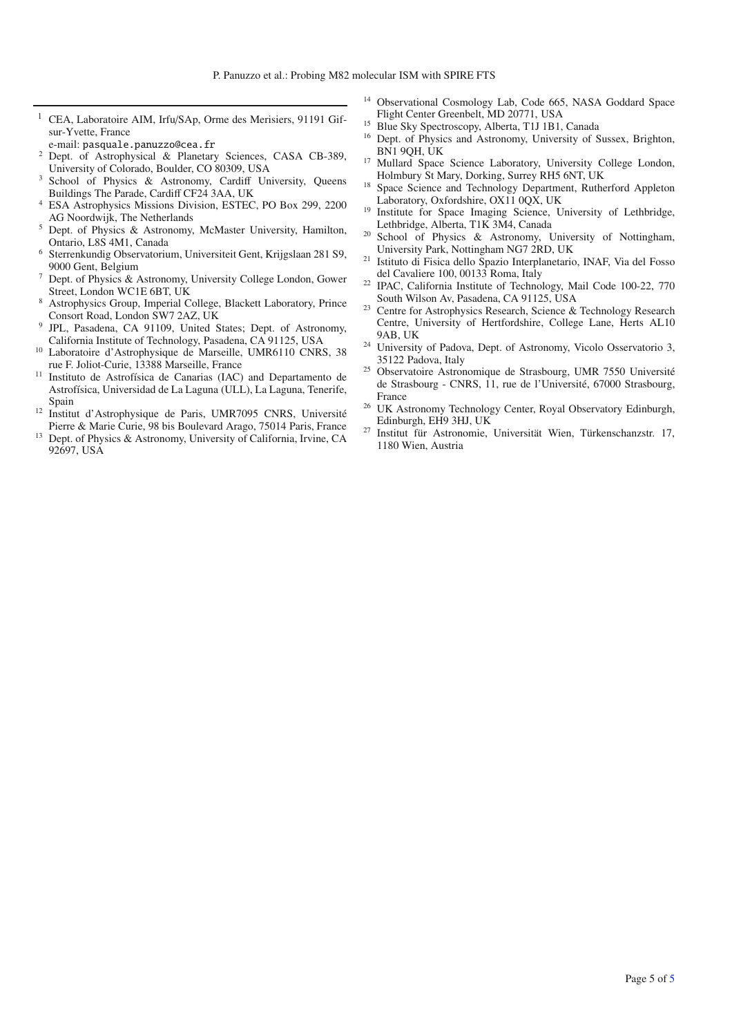[1] CEA, Laboratoire AIM, Irfu/SAp, Orme des Merisiers, 91191 Gif-sur-Yvette, France
e-mail: pasquale.panuzzo@cea.fr

[2] Dept. of Astrophysical & Planetary Sciences, CASA CB-389, University of Colorado, Boulder, CO 80309, USA

[3] School of Physics & Astronomy, Cardiff University, Queens Buildings The Parade, Cardiff CF24 3AA, UK

[4] ESA Astrophysics Missions Division, ESTEC, PO Box 299, 2200 AG Noordwijk, The Netherlands

[5] Dept. of Physics & Astronomy, McMaster University, Hamilton, Ontario, L8S 4M1, Canada

[6] Sterrenkundig Observatorium, Universiteit Gent, Krijgslaan 281 S9, 9000 Gent, Belgium

[7] Dept. of Physics & Astronomy, University College London, Gower Street, London WC1E 6BT, UK

[8] Astrophysics Group, Imperial College, Blackett Laboratory, Prince Consort Road, London SW7 2AZ, UK

[9] JPL, Pasadena, CA 91109, United States; Dept. of Astronomy, California Institute of Technology, Pasadena, CA 91125, USA

[10] Laboratoire d'Astrophysique de Marseille, UMR6110 CNRS, 38 rue F. Joliot-Curie, 13388 Marseille, France

[11] Instituto de Astrofísica de Canarias (IAC) and Departamento de Astrofísica, Universidad de La Laguna (ULL), La Laguna, Tenerife, Spain

[12] Institut d'Astrophysique de Paris, UMR7095 CNRS, Université Pierre & Marie Curie, 98 bis Boulevard Arago, 75014 Paris, France

[13] Dept. of Physics & Astronomy, University of California, Irvine, CA 92697, USA

[14] Observational Cosmology Lab, Code 665, NASA Goddard Space Flight Center Greenbelt, MD 20771, USA

[15] Blue Sky Spectroscopy, Alberta, T1J 1B1, Canada

[16] Dept. of Physics and Astronomy, University of Sussex, Brighton, BN1 9QH, UK

[17] Mullard Space Science Laboratory, University College London, Holmbury St Mary, Dorking, Surrey RH5 6NT, UK

[18] Space Science and Technology Department, Rutherford Appleton Laboratory, Oxfordshire, OX11 0QX, UK

[19] Institute for Space Imaging Science, University of Lethbridge, Lethbridge, Alberta, T1K 3M4, Canada

[20] School of Physics & Astronomy, University of Nottingham, University Park, Nottingham NG7 2RD, UK

[21] Istituto di Fisica dello Spazio Interplanetario, INAF, Via del Fosso del Cavaliere 100, 00133 Roma, Italy

[22] IPAC, California Institute of Technology, Mail Code 100-22, 770 South Wilson Av, Pasadena, CA 91125, USA

[23] Centre for Astrophysics Research, Science & Technology Research Centre, University of Hertfordshire, College Lane, Herts AL10 9AB, UK

[24] University of Padova, Dept. of Astronomy, Vicolo Osservatorio 3, 35122 Padova, Italy

[25] Observatoire Astronomique de Strasbourg, UMR 7550 Université de Strasbourg - CNRS, 11, rue de l'Université, 67000 Strasbourg, France

[26] UK Astronomy Technology Center, Royal Observatory Edinburgh, Edinburgh, EH9 3HJ, UK

[27] Institut für Astronomie, Universität Wien, Türkenschanzstr. 17, 1180 Wien, Austria